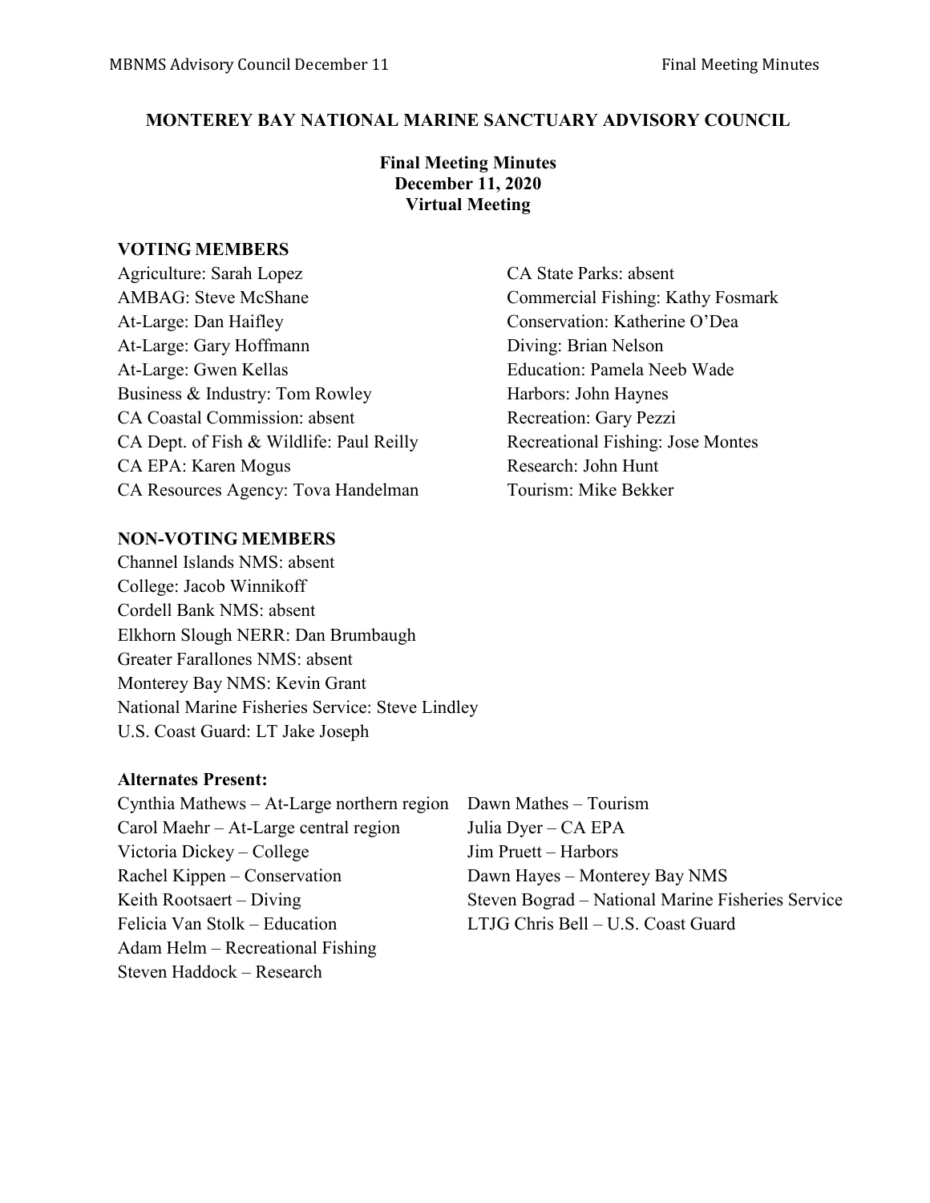# MONTEREY BAY NATIONAL MARINE SANCTUARY ADVISORY COUNCIL

**Final Meeting Minutes**
**December 11, 2020**
**Virtual Meeting**

## VOTING MEMBERS

Agriculture: Sarah Lopez
AMBAG: Steve McShane
At-Large: Dan Haifley
At-Large: Gary Hoffmann
At-Large: Gwen Kellas
Business & Industry: Tom Rowley
CA Coastal Commission: absent
CA Dept. of Fish & Wildlife: Paul Reilly
CA EPA: Karen Mogus
CA Resources Agency: Tova Handelman
CA State Parks: absent
Commercial Fishing: Kathy Fosmark
Conservation: Katherine O'Dea
Diving: Brian Nelson
Education: Pamela Neeb Wade
Harbors: John Haynes
Recreation: Gary Pezzi
Recreational Fishing: Jose Montes
Research: John Hunt
Tourism: Mike Bekker

## NON-VOTING MEMBERS

Channel Islands NMS: absent
College: Jacob Winnikoff
Cordell Bank NMS: absent
Elkhorn Slough NERR: Dan Brumbaugh
Greater Farallones NMS: absent
Monterey Bay NMS: Kevin Grant
National Marine Fisheries Service: Steve Lindley
U.S. Coast Guard: LT Jake Joseph

## Alternates Present:

Cynthia Mathews – At-Large northern region
Carol Maehr – At-Large central region
Victoria Dickey – College
Rachel Kippen – Conservation
Keith Rootsaert – Diving
Felicia Van Stolk – Education
Adam Helm – Recreational Fishing
Steven Haddock – Research
Dawn Mathes – Tourism
Julia Dyer – CA EPA
Jim Pruett – Harbors
Dawn Hayes – Monterey Bay NMS
Steven Bograd – National Marine Fisheries Service
LTJG Chris Bell – U.S. Coast Guard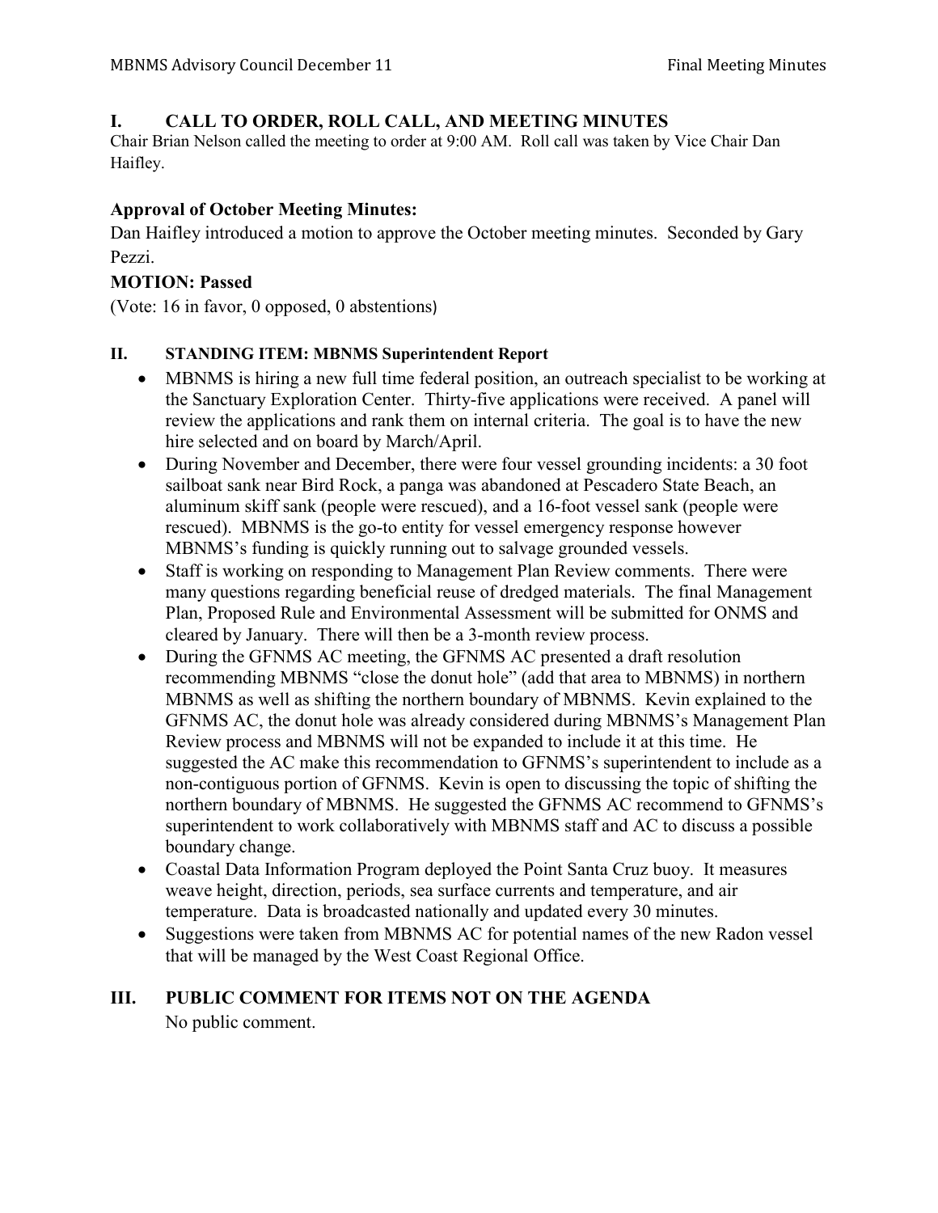## I. CALL TO ORDER, ROLL CALL, AND MEETING MINUTES

Chair Brian Nelson called the meeting to order at 9:00 AM. Roll call was taken by Vice Chair Dan Haifley.

### Approval of October Meeting Minutes:

Dan Haifley introduced a motion to approve the October meeting minutes. Seconded by Gary Pezzi.

**MOTION: Passed**

(Vote: 16 in favor, 0 opposed, 0 abstentions)

## II. STANDING ITEM: MBNMS Superintendent Report

- MBNMS is hiring a new full time federal position, an outreach specialist to be working at the Sanctuary Exploration Center. Thirty-five applications were received. A panel will review the applications and rank them on internal criteria. The goal is to have the new hire selected and on board by March/April.
- During November and December, there were four vessel grounding incidents: a 30 foot sailboat sank near Bird Rock, a panga was abandoned at Pescadero State Beach, an aluminum skiff sank (people were rescued), and a 16-foot vessel sank (people were rescued). MBNMS is the go-to entity for vessel emergency response however MBNMS's funding is quickly running out to salvage grounded vessels.
- Staff is working on responding to Management Plan Review comments. There were many questions regarding beneficial reuse of dredged materials. The final Management Plan, Proposed Rule and Environmental Assessment will be submitted for ONMS and cleared by January. There will then be a 3-month review process.
- During the GFNMS AC meeting, the GFNMS AC presented a draft resolution recommending MBNMS "close the donut hole" (add that area to MBNMS) in northern MBNMS as well as shifting the northern boundary of MBNMS. Kevin explained to the GFNMS AC, the donut hole was already considered during MBNMS's Management Plan Review process and MBNMS will not be expanded to include it at this time. He suggested the AC make this recommendation to GFNMS's superintendent to include as a non-contiguous portion of GFNMS. Kevin is open to discussing the topic of shifting the northern boundary of MBNMS. He suggested the GFNMS AC recommend to GFNMS's superintendent to work collaboratively with MBNMS staff and AC to discuss a possible boundary change.
- Coastal Data Information Program deployed the Point Santa Cruz buoy. It measures weave height, direction, periods, sea surface currents and temperature, and air temperature. Data is broadcasted nationally and updated every 30 minutes.
- Suggestions were taken from MBNMS AC for potential names of the new Radon vessel that will be managed by the West Coast Regional Office.

## III. PUBLIC COMMENT FOR ITEMS NOT ON THE AGENDA

No public comment.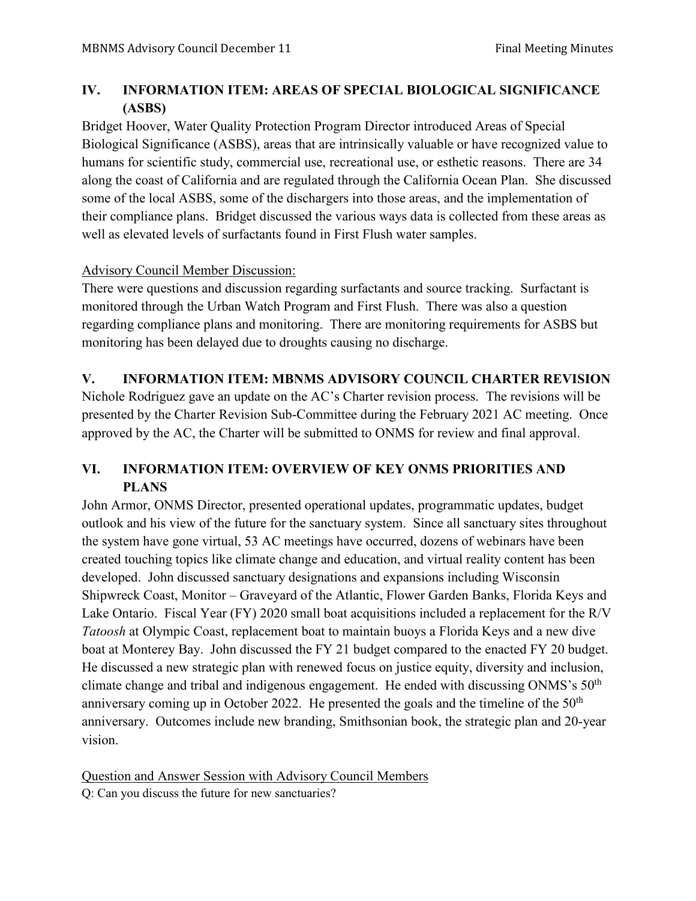## IV. INFORMATION ITEM: AREAS OF SPECIAL BIOLOGICAL SIGNIFICANCE (ASBS)

Bridget Hoover, Water Quality Protection Program Director introduced Areas of Special Biological Significance (ASBS), areas that are intrinsically valuable or have recognized value to humans for scientific study, commercial use, recreational use, or esthetic reasons. There are 34 along the coast of California and are regulated through the California Ocean Plan. She discussed some of the local ASBS, some of the dischargers into those areas, and the implementation of their compliance plans. Bridget discussed the various ways data is collected from these areas as well as elevated levels of surfactants found in First Flush water samples.

Advisory Council Member Discussion:

There were questions and discussion regarding surfactants and source tracking. Surfactant is monitored through the Urban Watch Program and First Flush. There was also a question regarding compliance plans and monitoring. There are monitoring requirements for ASBS but monitoring has been delayed due to droughts causing no discharge.

## V. INFORMATION ITEM: MBNMS ADVISORY COUNCIL CHARTER REVISION

Nichole Rodriguez gave an update on the AC's Charter revision process. The revisions will be presented by the Charter Revision Sub-Committee during the February 2021 AC meeting. Once approved by the AC, the Charter will be submitted to ONMS for review and final approval.

## VI. INFORMATION ITEM: OVERVIEW OF KEY ONMS PRIORITIES AND PLANS

John Armor, ONMS Director, presented operational updates, programmatic updates, budget outlook and his view of the future for the sanctuary system. Since all sanctuary sites throughout the system have gone virtual, 53 AC meetings have occurred, dozens of webinars have been created touching topics like climate change and education, and virtual reality content has been developed. John discussed sanctuary designations and expansions including Wisconsin Shipwreck Coast, Monitor – Graveyard of the Atlantic, Flower Garden Banks, Florida Keys and Lake Ontario. Fiscal Year (FY) 2020 small boat acquisitions included a replacement for the R/V *Tatoosh* at Olympic Coast, replacement boat to maintain buoys a Florida Keys and a new dive boat at Monterey Bay. John discussed the FY 21 budget compared to the enacted FY 20 budget. He discussed a new strategic plan with renewed focus on justice equity, diversity and inclusion, climate change and tribal and indigenous engagement. He ended with discussing ONMS's 50th anniversary coming up in October 2022. He presented the goals and the timeline of the 50th anniversary. Outcomes include new branding, Smithsonian book, the strategic plan and 20-year vision.

Question and Answer Session with Advisory Council Members

Q: Can you discuss the future for new sanctuaries?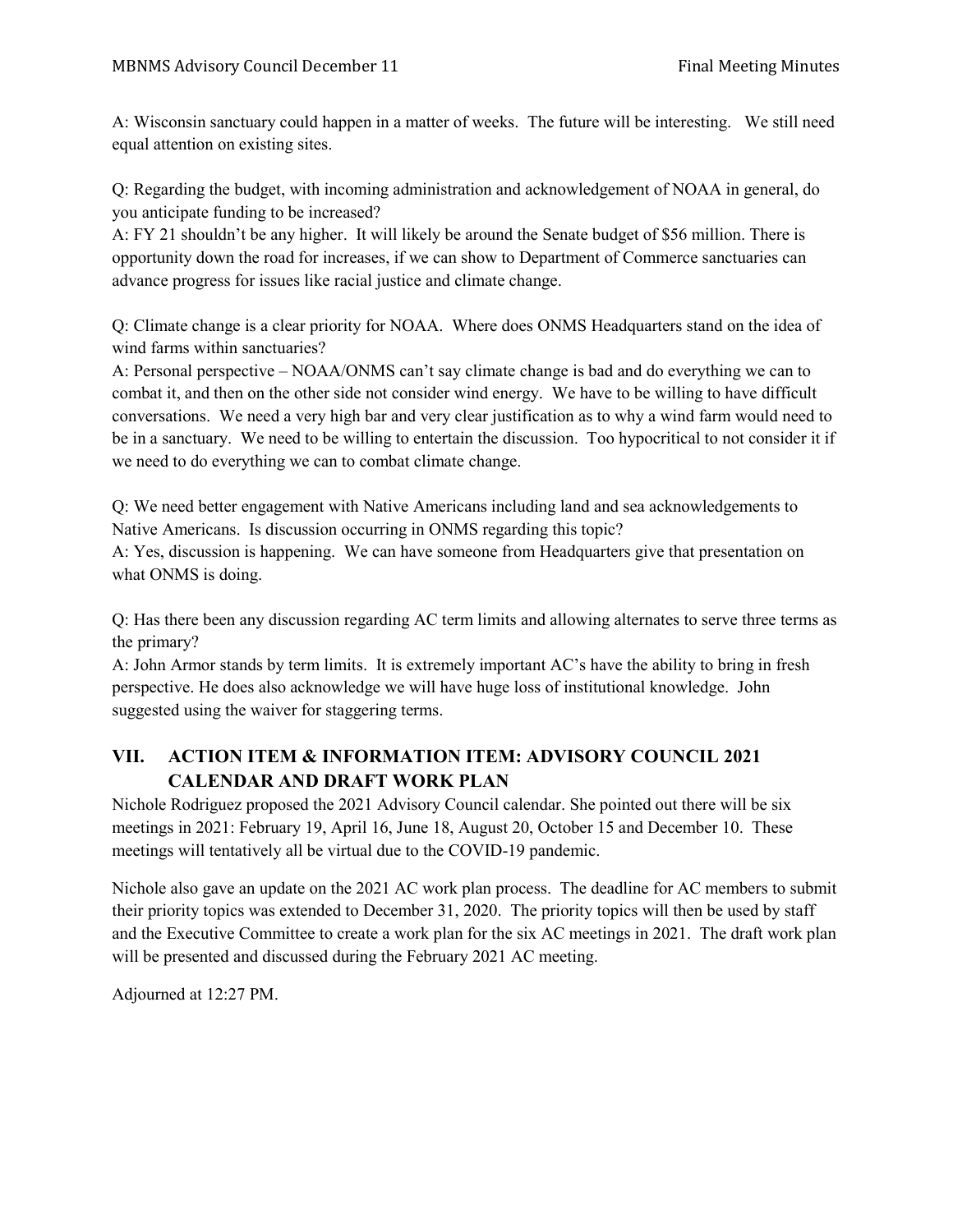A: Wisconsin sanctuary could happen in a matter of weeks. The future will be interesting. We still need equal attention on existing sites.

Q: Regarding the budget, with incoming administration and acknowledgement of NOAA in general, do you anticipate funding to be increased?
A: FY 21 shouldn't be any higher. It will likely be around the Senate budget of $56 million. There is opportunity down the road for increases, if we can show to Department of Commerce sanctuaries can advance progress for issues like racial justice and climate change.

Q: Climate change is a clear priority for NOAA. Where does ONMS Headquarters stand on the idea of wind farms within sanctuaries?
A: Personal perspective – NOAA/ONMS can't say climate change is bad and do everything we can to combat it, and then on the other side not consider wind energy. We have to be willing to have difficult conversations. We need a very high bar and very clear justification as to why a wind farm would need to be in a sanctuary. We need to be willing to entertain the discussion. Too hypocritical to not consider it if we need to do everything we can to combat climate change.

Q: We need better engagement with Native Americans including land and sea acknowledgements to Native Americans. Is discussion occurring in ONMS regarding this topic?
A: Yes, discussion is happening. We can have someone from Headquarters give that presentation on what ONMS is doing.

Q: Has there been any discussion regarding AC term limits and allowing alternates to serve three terms as the primary?
A: John Armor stands by term limits. It is extremely important AC's have the ability to bring in fresh perspective. He does also acknowledge we will have huge loss of institutional knowledge. John suggested using the waiver for staggering terms.

## VII. ACTION ITEM & INFORMATION ITEM: ADVISORY COUNCIL 2021 CALENDAR AND DRAFT WORK PLAN

Nichole Rodriguez proposed the 2021 Advisory Council calendar. She pointed out there will be six meetings in 2021: February 19, April 16, June 18, August 20, October 15 and December 10. These meetings will tentatively all be virtual due to the COVID-19 pandemic.

Nichole also gave an update on the 2021 AC work plan process. The deadline for AC members to submit their priority topics was extended to December 31, 2020. The priority topics will then be used by staff and the Executive Committee to create a work plan for the six AC meetings in 2021. The draft work plan will be presented and discussed during the February 2021 AC meeting.

Adjourned at 12:27 PM.